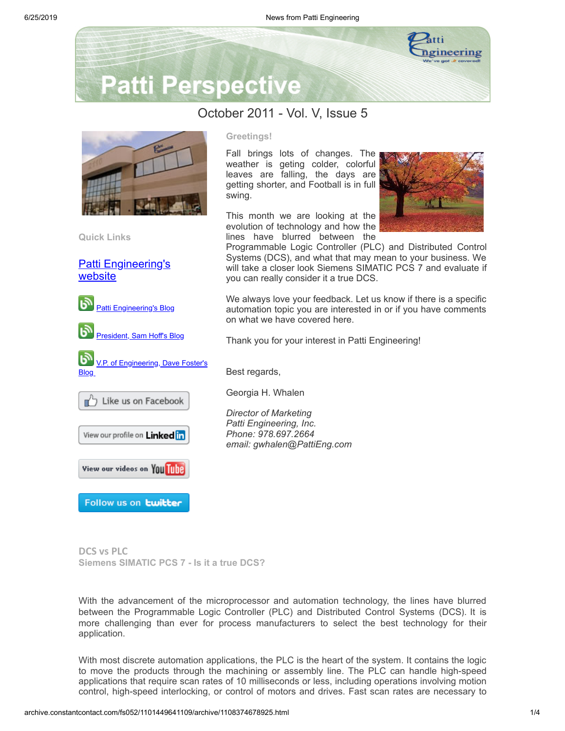# Patti Perspective

October 2011 - Vol. V, Issue 5

**Quick Links**

[Patti Engineering's website]

[Patti Engineering's Blog]

[President, Sam Hoff's Blog]

[V.P. of Engineering, Dave Foster's Blog]

Like us on Facebook

View our profile on LinkedIn

View our videos on YouTube

Follow us on twitter

**Greetings!**

Fall brings lots of changes. The weather is geting colder, colorful leaves are falling, the days are getting shorter, and Football is in full swing.

This month we are looking at the evolution of technology and how the lines have blurred between the Programmable Logic Controller (PLC) and Distributed Control Systems (DCS), and what that may mean to your business. We will take a closer look Siemens SIMATIC PCS 7 and evaluate if you can really consider it a true DCS.

We always love your feedback. Let us know if there is a specific automation topic you are interested in or if you have comments on what we have covered here.

Thank you for your interest in Patti Engineering!

Best regards,

Georgia H. Whalen

*Director of Marketing*
*Patti Engineering, Inc.*
*Phone: 978.697.2664*
*email: gwhalen@PattiEng.com*

## DCS vs PLC
### Siemens SIMATIC PCS 7 - Is it a true DCS?

With the advancement of the microprocessor and automation technology, the lines have blurred between the Programmable Logic Controller (PLC) and Distributed Control Systems (DCS). It is more challenging than ever for process manufacturers to select the best technology for their application.

With most discrete automation applications, the PLC is the heart of the system. It contains the logic to move the products through the machining or assembly line. The PLC can handle high-speed applications that require scan rates of 10 milliseconds or less, including operations involving motion control, high-speed interlocking, or control of motors and drives. Fast scan rates are necessary to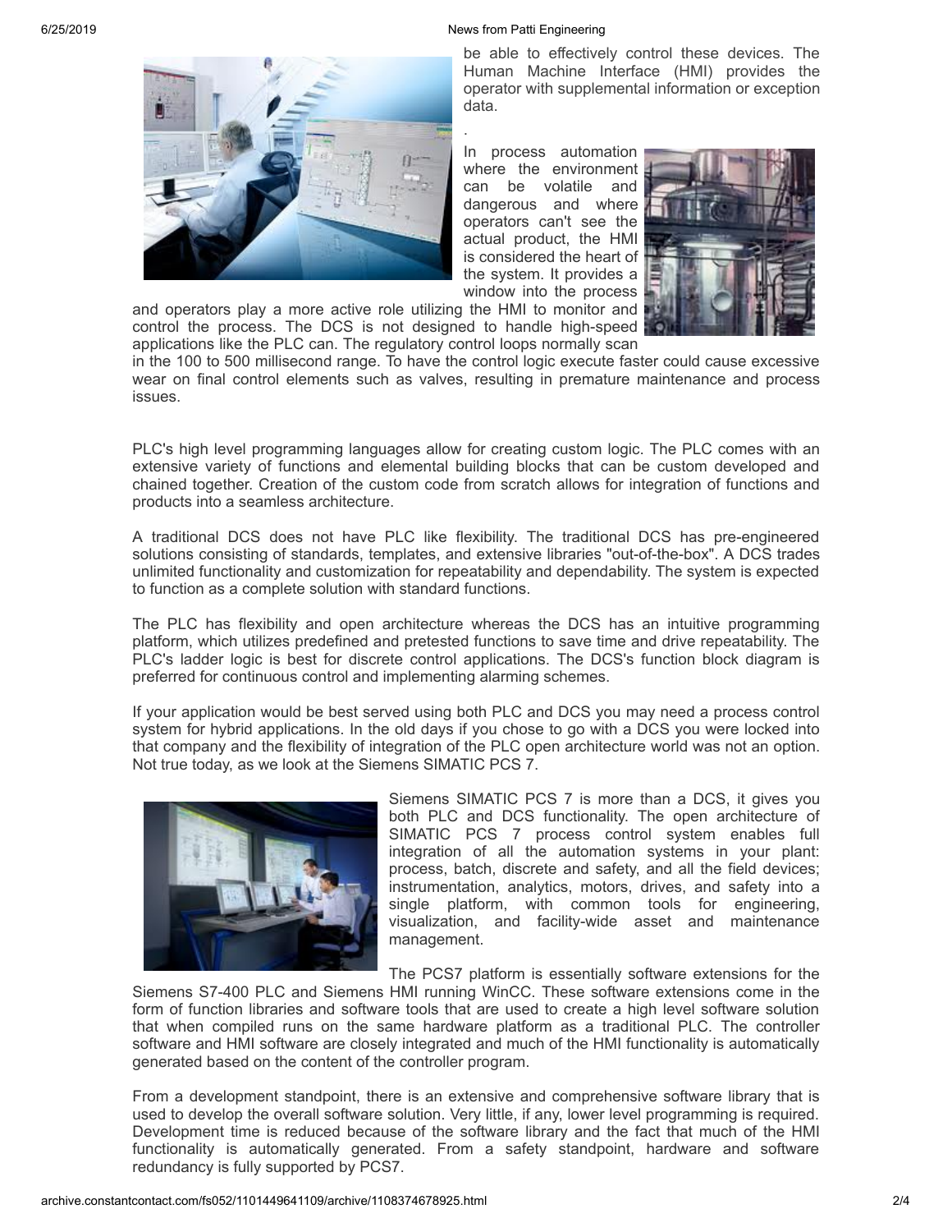be able to effectively control these devices. The Human Machine Interface (HMI) provides the operator with supplemental information or exception data.

.

In process automation where the environment can be volatile and dangerous and where operators can't see the actual product, the HMI is considered the heart of the system. It provides a window into the process and operators play a more active role utilizing the HMI to monitor and control the process. The DCS is not designed to handle high-speed applications like the PLC can. The regulatory control loops normally scan in the 100 to 500 millisecond range. To have the control logic execute faster could cause excessive wear on final control elements such as valves, resulting in premature maintenance and process issues.

PLC's high level programming languages allow for creating custom logic. The PLC comes with an extensive variety of functions and elemental building blocks that can be custom developed and chained together. Creation of the custom code from scratch allows for integration of functions and products into a seamless architecture.

A traditional DCS does not have PLC like flexibility. The traditional DCS has pre-engineered solutions consisting of standards, templates, and extensive libraries "out-of-the-box". A DCS trades unlimited functionality and customization for repeatability and dependability. The system is expected to function as a complete solution with standard functions.

The PLC has flexibility and open architecture whereas the DCS has an intuitive programming platform, which utilizes predefined and pretested functions to save time and drive repeatability. The PLC's ladder logic is best for discrete control applications. The DCS's function block diagram is preferred for continuous control and implementing alarming schemes.

If your application would be best served using both PLC and DCS you may need a process control system for hybrid applications. In the old days if you chose to go with a DCS you were locked into that company and the flexibility of integration of the PLC open architecture world was not an option. Not true today, as we look at the Siemens SIMATIC PCS 7.

Siemens SIMATIC PCS 7 is more than a DCS, it gives you both PLC and DCS functionality. The open architecture of SIMATIC PCS 7 process control system enables full integration of all the automation systems in your plant: process, batch, discrete and safety, and all the field devices; instrumentation, analytics, motors, drives, and safety into a single platform, with common tools for engineering, visualization, and facility-wide asset and maintenance management.

The PCS7 platform is essentially software extensions for the Siemens S7-400 PLC and Siemens HMI running WinCC. These software extensions come in the form of function libraries and software tools that are used to create a high level software solution that when compiled runs on the same hardware platform as a traditional PLC. The controller software and HMI software are closely integrated and much of the HMI functionality is automatically generated based on the content of the controller program.

From a development standpoint, there is an extensive and comprehensive software library that is used to develop the overall software solution. Very little, if any, lower level programming is required. Development time is reduced because of the software library and the fact that much of the HMI functionality is automatically generated. From a safety standpoint, hardware and software redundancy is fully supported by PCS7.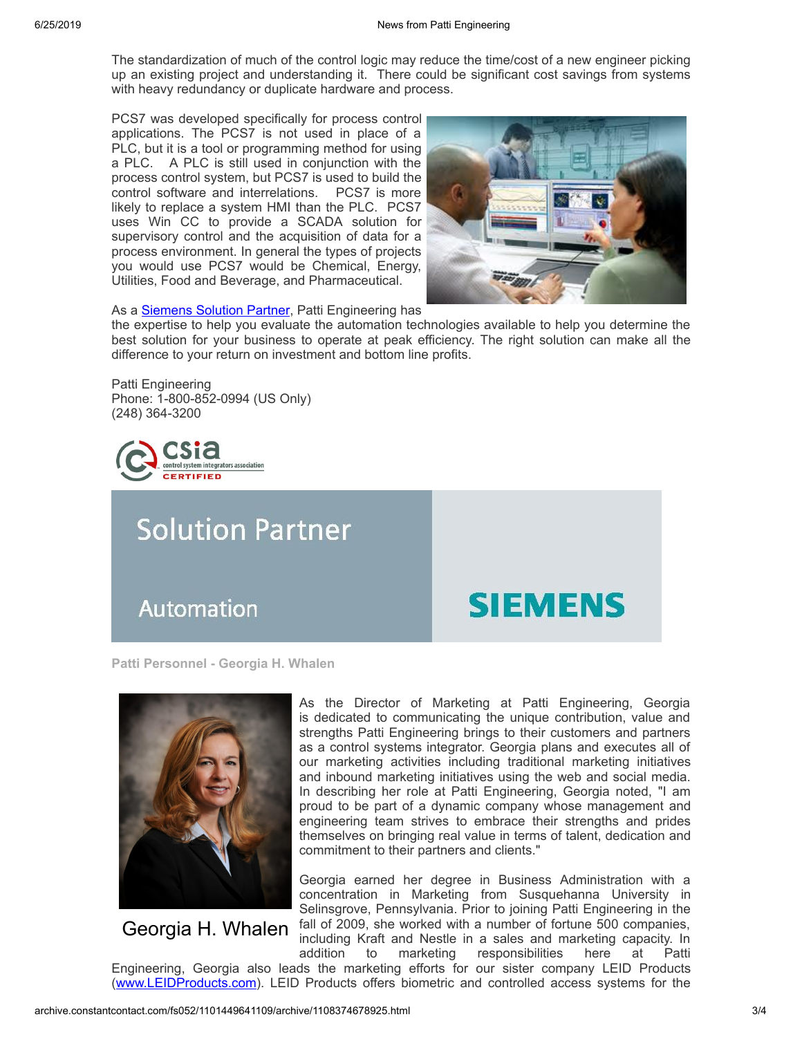The standardization of much of the control logic may reduce the time/cost of a new engineer picking up an existing project and understanding it. There could be significant cost savings from systems with heavy redundancy or duplicate hardware and process.

PCS7 was developed specifically for process control applications. The PCS7 is not used in place of a PLC, but it is a tool or programming method for using a PLC. A PLC is still used in conjunction with the process control system, but PCS7 is used to build the control software and interrelations. PCS7 is more likely to replace a system HMI than the PLC. PCS7 uses Win CC to provide a SCADA solution for supervisory control and the acquisition of data for a process environment. In general the types of projects you would use PCS7 would be Chemical, Energy, Utilities, Food and Beverage, and Pharmaceutical.

As a [Siemens Solution Partner](), Patti Engineering has the expertise to help you evaluate the automation technologies available to help you determine the best solution for your business to operate at peak efficiency. The right solution can make all the difference to your return on investment and bottom line profits.

Patti Engineering
Phone: 1-800-852-0994 (US Only)
(248) 364-3200

csia control system integrators association CERTIFIED

Solution Partner Automation SIEMENS

**Patti Personnel - Georgia H. Whalen**

Georgia H. Whalen

As the Director of Marketing at Patti Engineering, Georgia is dedicated to communicating the unique contribution, value and strengths Patti Engineering brings to their customers and partners as a control systems integrator. Georgia plans and executes all of our marketing activities including traditional marketing initiatives and inbound marketing initiatives using the web and social media. In describing her role at Patti Engineering, Georgia noted, "I am proud to be part of a dynamic company whose management and engineering team strives to embrace their strengths and prides themselves on bringing real value in terms of talent, dedication and commitment to their partners and clients."

Georgia earned her degree in Business Administration with a concentration in Marketing from Susquehanna University in Selinsgrove, Pennsylvania. Prior to joining Patti Engineering in the fall of 2009, she worked with a number of fortune 500 companies, including Kraft and Nestle in a sales and marketing capacity. In addition to marketing responsibilities here at Patti Engineering, Georgia also leads the marketing efforts for our sister company LEID Products ([www.LEIDProducts.com]()). LEID Products offers biometric and controlled access systems for the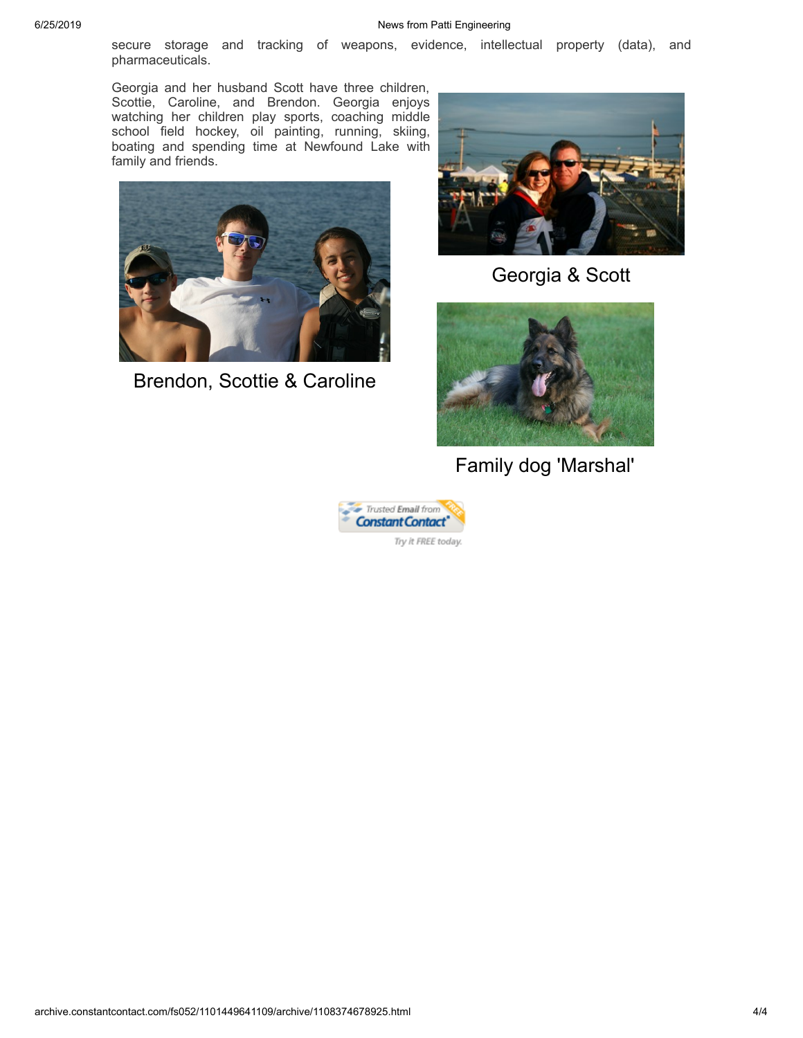secure storage and tracking of weapons, evidence, intellectual property (data), and pharmaceuticals.

Georgia and her husband Scott have three children, Scottie, Caroline, and Brendon. Georgia enjoys watching her children play sports, coaching middle school field hockey, oil painting, running, skiing, boating and spending time at Newfound Lake with family and friends.

Brendon, Scottie & Caroline

Georgia & Scott

Family dog 'Marshal'